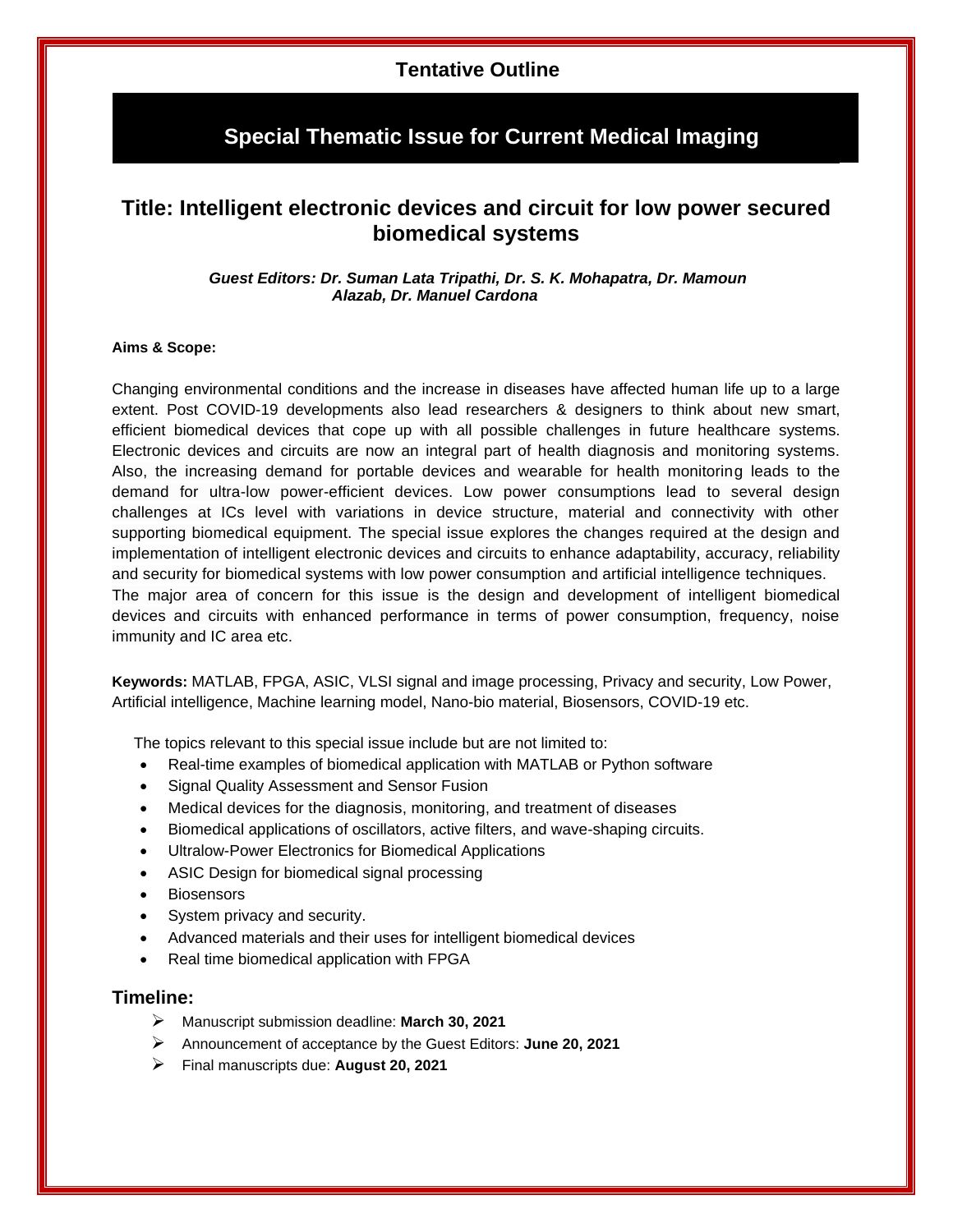## Tentative Outline

# Special Thematic Issue for Current Medical Imaging

## Title: Intelligent electronic devices and circuit for low power secured biomedical systems

***Guest Editors: Dr. Suman Lata Tripathi, Dr. S. K. Mohapatra, Dr. Mamoun Alazab, Dr. Manuel Cardona***

**Aims & Scope:**

Changing environmental conditions and the increase in diseases have affected human life up to a large extent. Post COVID-19 developments also lead researchers & designers to think about new smart, efficient biomedical devices that cope up with all possible challenges in future healthcare systems. Electronic devices and circuits are now an integral part of health diagnosis and monitoring systems. Also, the increasing demand for portable devices and wearable for health monitoring leads to the demand for ultra-low power-efficient devices. Low power consumptions lead to several design challenges at ICs level with variations in device structure, material and connectivity with other supporting biomedical equipment. The special issue explores the changes required at the design and implementation of intelligent electronic devices and circuits to enhance adaptability, accuracy, reliability and security for biomedical systems with low power consumption and artificial intelligence techniques.
The major area of concern for this issue is the design and development of intelligent biomedical devices and circuits with enhanced performance in terms of power consumption, frequency, noise immunity and IC area etc.

**Keywords:** MATLAB, FPGA, ASIC, VLSI signal and image processing, Privacy and security, Low Power, Artificial intelligence, Machine learning model, Nano-bio material, Biosensors, COVID-19 etc.

The topics relevant to this special issue include but are not limited to:

- Real-time examples of biomedical application with MATLAB or Python software
- Signal Quality Assessment and Sensor Fusion
- Medical devices for the diagnosis, monitoring, and treatment of diseases
- Biomedical applications of oscillators, active filters, and wave-shaping circuits.
- Ultralow-Power Electronics for Biomedical Applications
- ASIC Design for biomedical signal processing
- Biosensors
- System privacy and security.
- Advanced materials and their uses for intelligent biomedical devices
- Real time biomedical application with FPGA

## Timeline:

- Manuscript submission deadline: **March 30, 2021**
- Announcement of acceptance by the Guest Editors: **June 20, 2021**
- Final manuscripts due: **August 20, 2021**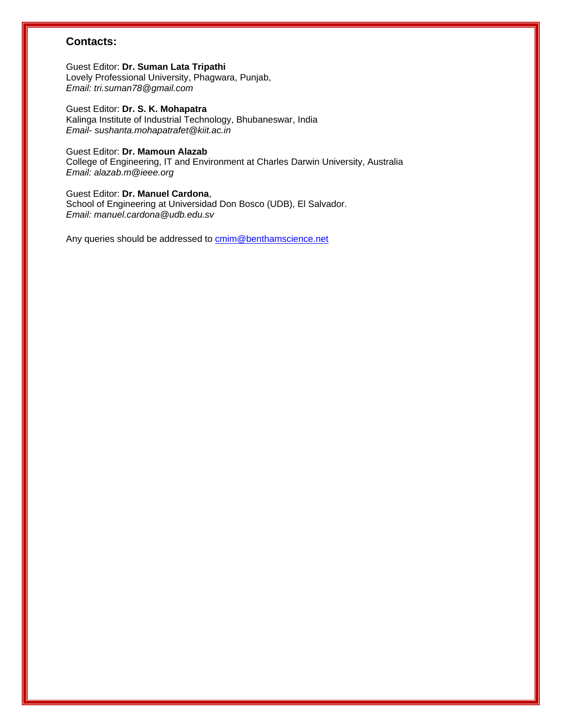### Contacts:

Guest Editor: **Dr. Suman Lata Tripathi**
Lovely Professional University, Phagwara, Punjab,
*Email: tri.suman78@gmail.com*

Guest Editor: **Dr. S. K. Mohapatra**
Kalinga Institute of Industrial Technology, Bhubaneswar, India
*Email- sushanta.mohapatrafet@kiit.ac.in*

Guest Editor: **Dr. Mamoun Alazab**
College of Engineering, IT and Environment at Charles Darwin University, Australia
*Email: alazab.m@ieee.org*

Guest Editor: **Dr. Manuel Cardona**,
School of Engineering at Universidad Don Bosco (UDB), El Salvador.
*Email: manuel.cardona@udb.edu.sv*

Any queries should be addressed to cmim@benthamscience.net